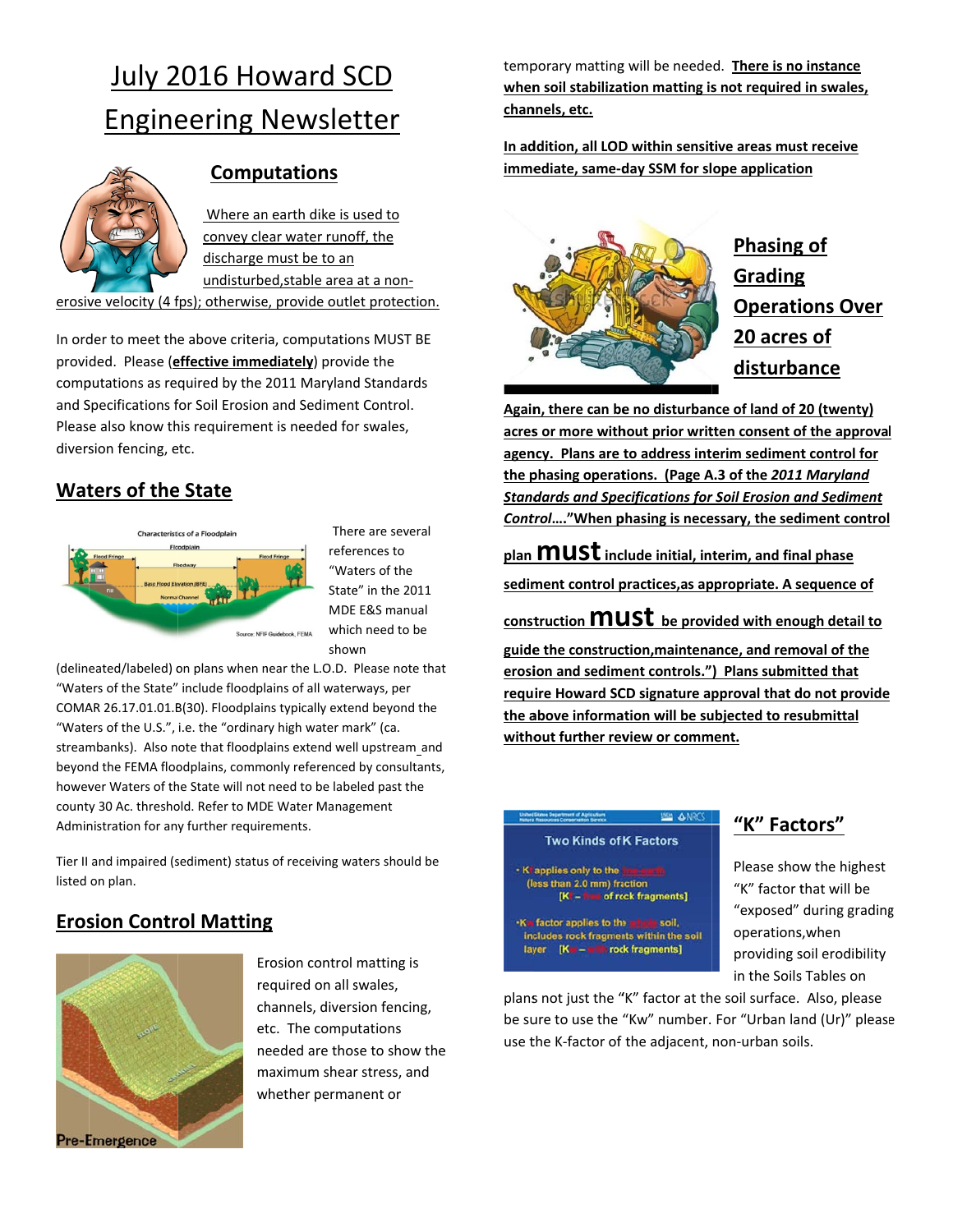# July 2016 Howard SCD Engineering Newsletter

## Computations

Where an earth dike is used to convey clear water runoff, the discharge must be to an undisturbed,stable area at a non-erosive velocity (4 fps); otherwise, provide outlet protection.

In order to meet the above criteria, computations MUST BE provided. Please (**effective immediately**) provide the computations as required by the 2011 Maryland Standards and Specifications for Soil Erosion and Sediment Control. Please also know this requirement is needed for swales, diversion fencing, etc.

## Waters of the State

Characteristics of a Floodplain

Floodplain

Flood Fringe

Floodway

Flood Fringe

Base Flood Elevation (BFE)

Fill

Normal Channel

Source: NFIP Guidebook, FEMA

There are several references to "Waters of the State" in the 2011 MDE E&S manual which need to be shown (delineated/labeled) on plans when near the L.O.D. Please note that "Waters of the State" include floodplains of all waterways, per COMAR 26.17.01.01.B(30). Floodplains typically extend beyond the "Waters of the U.S.", i.e. the "ordinary high water mark" (ca. streambanks). Also note that floodplains extend well upstream and beyond the FEMA floodplains, commonly referenced by consultants, however Waters of the State will not need to be labeled past the county 30 Ac. threshold. Refer to MDE Water Management Administration for any further requirements.

Tier II and impaired (sediment) status of receiving waters should be listed on plan.

## Erosion Control Matting

Pre-Emergence

Erosion control matting is required on all swales, channels, diversion fencing, etc. The computations needed are those to show the maximum shear stress, and whether permanent or temporary matting will be needed. **There is no instance when soil stabilization matting is not required in swales, channels, etc.**

**In addition, all LOD within sensitive areas must receive immediate, same-day SSM for slope application**

## Phasing of Grading Operations Over 20 acres of disturbance

**Again, there can be no disturbance of land of 20 (twenty) acres or more without prior written consent of the approval agency. Plans are to address interim sediment control for the phasing operations. (Page A.3 of the *2011 Maryland Standards and Specifications for Soil Erosion and Sediment Control*…."When phasing is necessary, the sediment control plan MUST include initial, interim, and final phase sediment control practices,as appropriate. A sequence of construction MUST be provided with enough detail to guide the construction,maintenance, and removal of the erosion and sediment controls.") Plans submitted that require Howard SCD signature approval that do not provide the above information will be subjected to resubmittal without further review or comment.**

## "K" Factors"

United States Department of Agriculture Natural Resources Conservation Service

USDA NRCS

Two Kinds of K Factors

- Kf applies only to the fine-earth (less than 2.0 mm) fraction [Kf – free of rock fragments]
- Kw factor applies to the whole soil, includes rock fragments within the soil layer [Kw – with rock fragments]

Please show the highest "K" factor that will be "exposed" during grading operations,when providing soil erodibility in the Soils Tables on plans not just the "K" factor at the soil surface. Also, please be sure to use the "Kw" number. For "Urban land (Ur)" please use the K-factor of the adjacent, non-urban soils.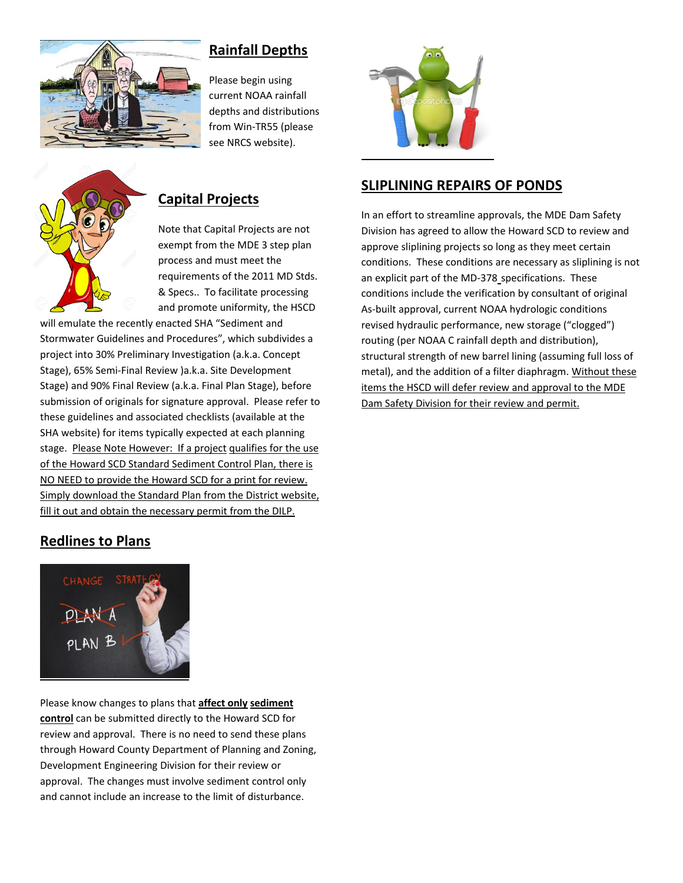## Rainfall Depths

Please begin using current NOAA rainfall depths and distributions from Win-TR55 (please see NRCS website).

## Capital Projects

Note that Capital Projects are not exempt from the MDE 3 step plan process and must meet the requirements of the 2011 MD Stds. & Specs.. To facilitate processing and promote uniformity, the HSCD will emulate the recently enacted SHA "Sediment and Stormwater Guidelines and Procedures", which subdivides a project into 30% Preliminary Investigation (a.k.a. Concept Stage), 65% Semi-Final Review )a.k.a. Site Development Stage) and 90% Final Review (a.k.a. Final Plan Stage), before submission of originals for signature approval. Please refer to these guidelines and associated checklists (available at the SHA website) for items typically expected at each planning stage. Please Note However: If a project qualifies for the use of the Howard SCD Standard Sediment Control Plan, there is NO NEED to provide the Howard SCD for a print for review. Simply download the Standard Plan from the District website, fill it out and obtain the necessary permit from the DILP.

## Redlines to Plans

Please know changes to plans that **affect only sediment control** can be submitted directly to the Howard SCD for review and approval. There is no need to send these plans through Howard County Department of Planning and Zoning, Development Engineering Division for their review or approval. The changes must involve sediment control only and cannot include an increase to the limit of disturbance.

## SLIPLINING REPAIRS OF PONDS

In an effort to streamline approvals, the MDE Dam Safety Division has agreed to allow the Howard SCD to review and approve sliplining projects so long as they meet certain conditions. These conditions are necessary as sliplining is not an explicit part of the MD-378 specifications. These conditions include the verification by consultant of original As-built approval, current NOAA hydrologic conditions revised hydraulic performance, new storage ("clogged") routing (per NOAA C rainfall depth and distribution), structural strength of new barrel lining (assuming full loss of metal), and the addition of a filter diaphragm. Without these items the HSCD will defer review and approval to the MDE Dam Safety Division for their review and permit.